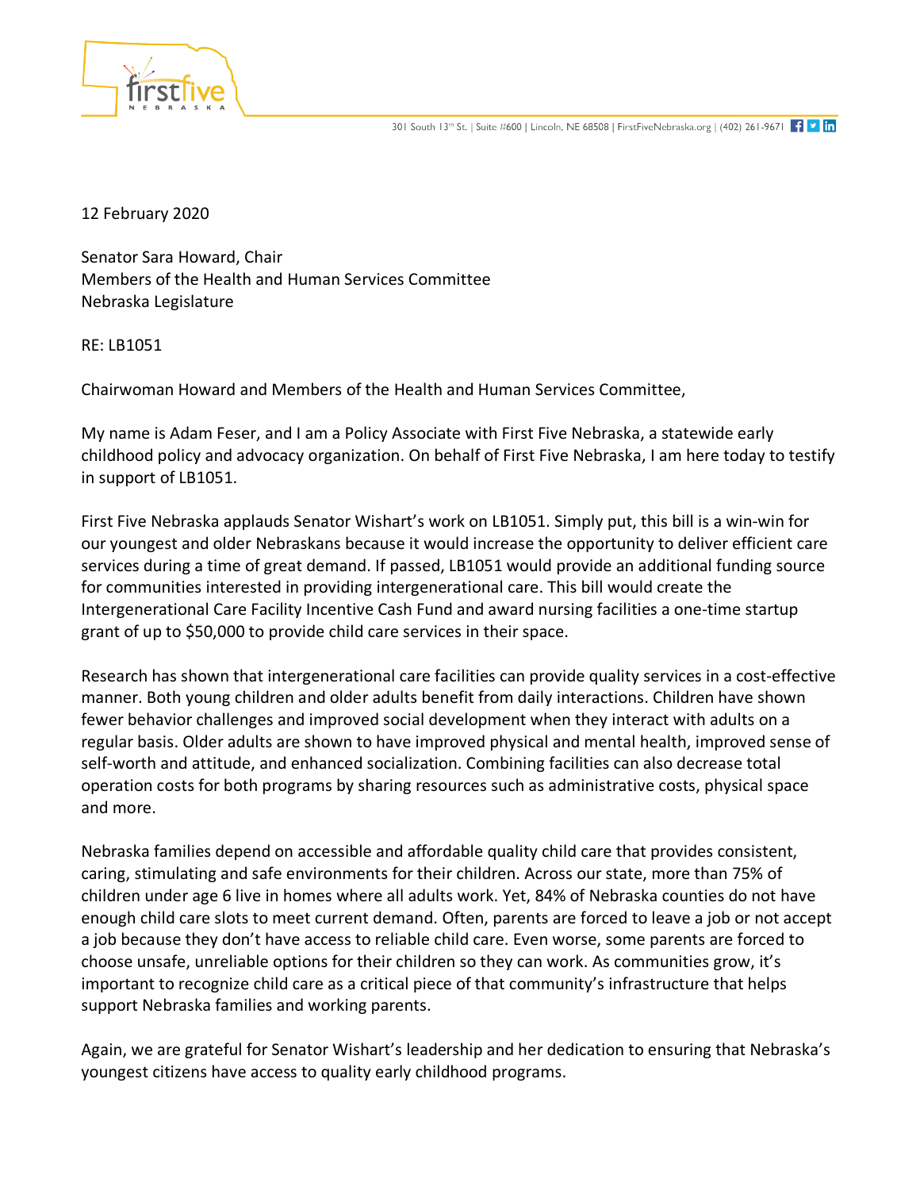301 South 13th St. | Suite #600 | Lincoln, NE 68508 | FirstFiveNebraska.org | (402) 261-9671

12 February 2020

Senator Sara Howard, Chair
Members of the Health and Human Services Committee
Nebraska Legislature

RE: LB1051

Chairwoman Howard and Members of the Health and Human Services Committee,

My name is Adam Feser, and I am a Policy Associate with First Five Nebraska, a statewide early childhood policy and advocacy organization. On behalf of First Five Nebraska, I am here today to testify in support of LB1051.

First Five Nebraska applauds Senator Wishart's work on LB1051. Simply put, this bill is a win-win for our youngest and older Nebraskans because it would increase the opportunity to deliver efficient care services during a time of great demand. If passed, LB1051 would provide an additional funding source for communities interested in providing intergenerational care. This bill would create the Intergenerational Care Facility Incentive Cash Fund and award nursing facilities a one-time startup grant of up to $50,000 to provide child care services in their space.

Research has shown that intergenerational care facilities can provide quality services in a cost-effective manner. Both young children and older adults benefit from daily interactions. Children have shown fewer behavior challenges and improved social development when they interact with adults on a regular basis. Older adults are shown to have improved physical and mental health, improved sense of self-worth and attitude, and enhanced socialization. Combining facilities can also decrease total operation costs for both programs by sharing resources such as administrative costs, physical space and more.

Nebraska families depend on accessible and affordable quality child care that provides consistent, caring, stimulating and safe environments for their children. Across our state, more than 75% of children under age 6 live in homes where all adults work. Yet, 84% of Nebraska counties do not have enough child care slots to meet current demand. Often, parents are forced to leave a job or not accept a job because they don't have access to reliable child care. Even worse, some parents are forced to choose unsafe, unreliable options for their children so they can work. As communities grow, it's important to recognize child care as a critical piece of that community's infrastructure that helps support Nebraska families and working parents.

Again, we are grateful for Senator Wishart's leadership and her dedication to ensuring that Nebraska's youngest citizens have access to quality early childhood programs.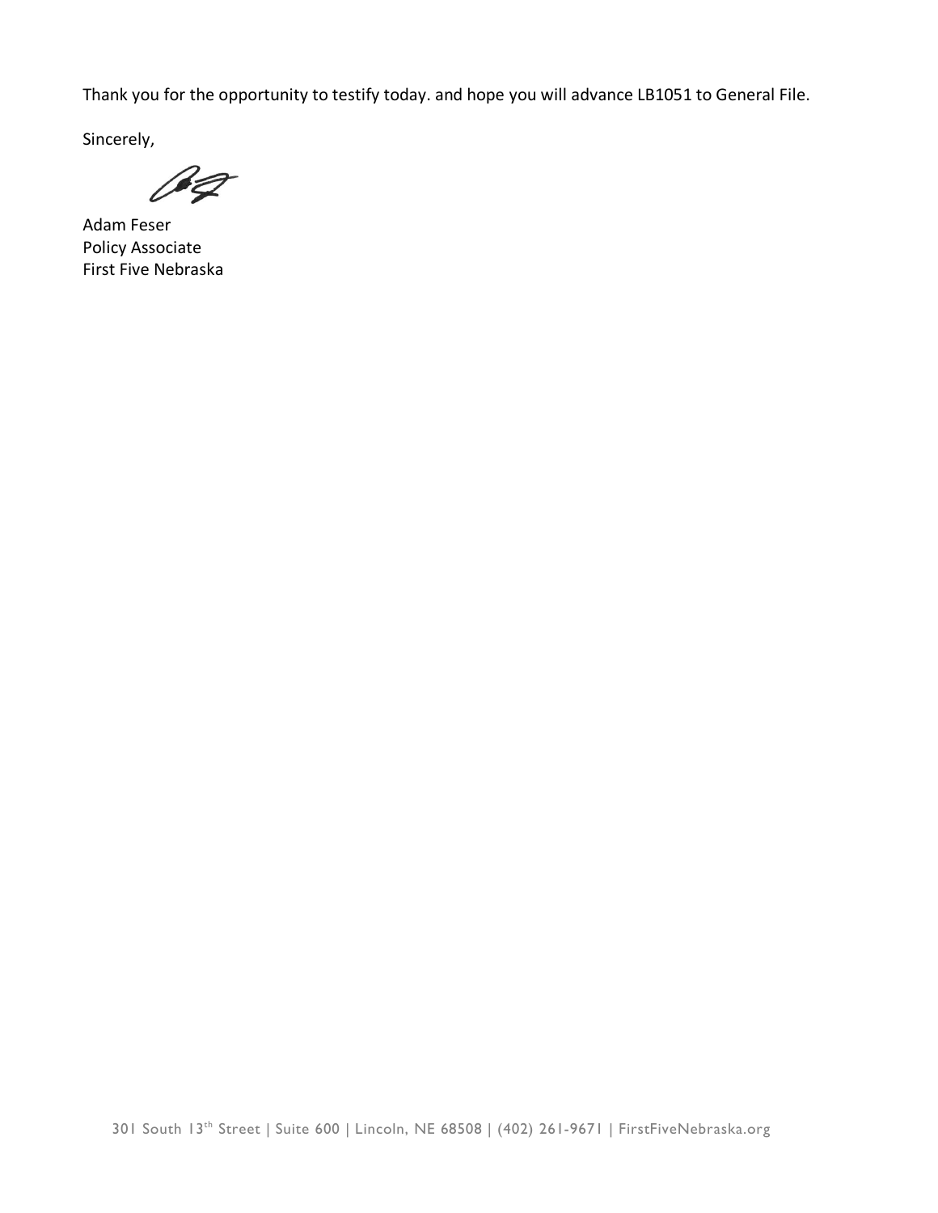Thank you for the opportunity to testify today. and hope you will advance LB1051 to General File.

Sincerely,

Adam Feser
Policy Associate
First Five Nebraska

301 South 13th Street | Suite 600 | Lincoln, NE 68508 | (402) 261-9671 | FirstFiveNebraska.org